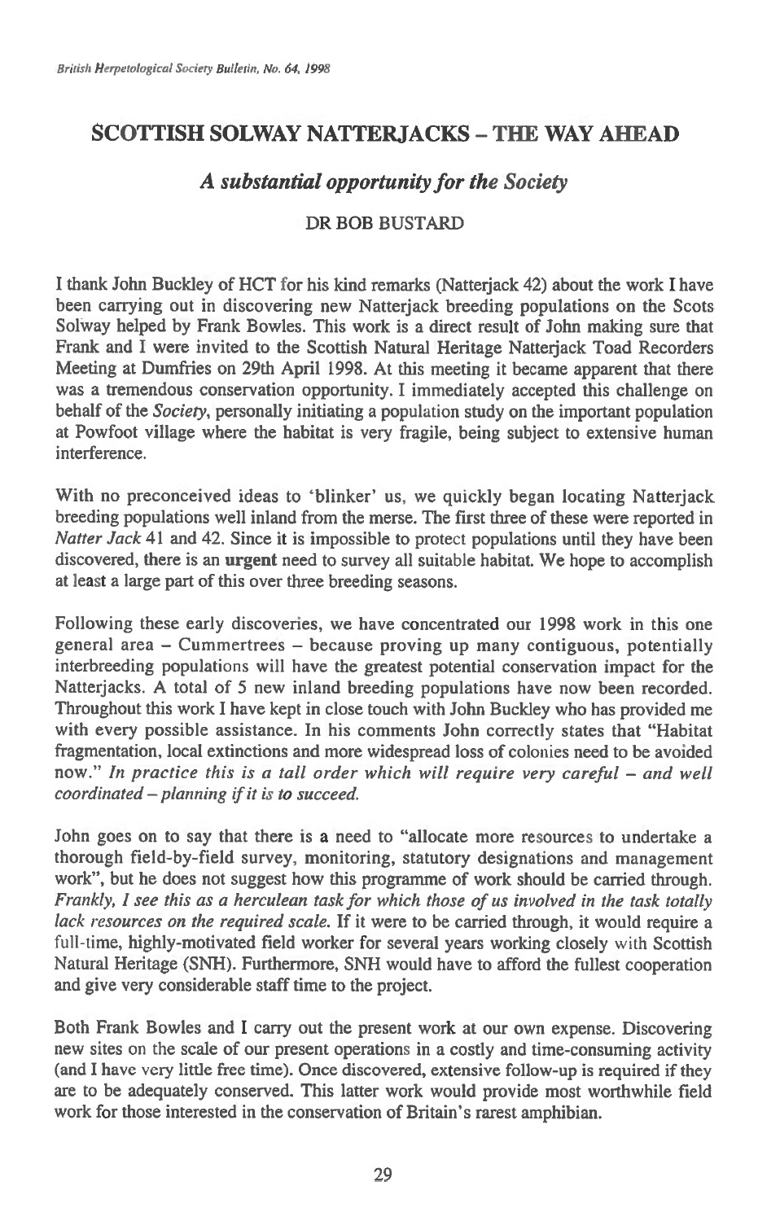# SCOTTISH SOLWAY NATTERJACKS – THE WAY AHEAD

## *A substantial opportunity for the Society*

DR BOB BUSTARD

I thank John Buckley of HCT for his kind remarks (Natterjack 42) about the work I have been carrying out in discovering new Natterjack breeding populations on the Scots Solway helped by Frank Bowles. This work is a direct result of John making sure that Frank and I were invited to the Scottish Natural Heritage Natterjack Toad Recorders Meeting at Dumfries on 29th April 1998. At this meeting it became apparent that there was a tremendous conservation opportunity. I immediately accepted this challenge on behalf of the *Society*, personally initiating a population study on the important population at Powfoot village where the habitat is very fragile, being subject to extensive human interference.

With no preconceived ideas to 'blinker' us, we quickly began locating Natterjack breeding populations well inland from the merse. The first three of these were reported in *Natter Jack* 41 and 42. Since it is impossible to protect populations until they have been discovered, there is an **urgent** need to survey all suitable habitat. We hope to accomplish at least a large part of this over three breeding seasons.

Following these early discoveries, we have concentrated our 1998 work in this one general area – Cummertrees – because proving up many contiguous, potentially interbreeding populations will have the greatest potential conservation impact for the Natterjacks. A total of 5 new inland breeding populations have now been recorded. Throughout this work I have kept in close touch with John Buckley who has provided me with every possible assistance. In his comments John correctly states that "Habitat fragmentation, local extinctions and more widespread loss of colonies need to be avoided now." *In practice this is a tall order which will require very careful – and well coordinated – planning if it is to succeed.*

John goes on to say that there is a need to "allocate more resources to undertake a thorough field-by-field survey, monitoring, statutory designations and management work", but he does not suggest how this programme of work should be carried through. *Frankly, I see this as a herculean task for which those of us involved in the task totally lack resources on the required scale.* If it were to be carried through, it would require a full-time, highly-motivated field worker for several years working closely with Scottish Natural Heritage (SNH). Furthermore, SNH would have to afford the fullest cooperation and give very considerable staff time to the project.

Both Frank Bowles and I carry out the present work at our own expense. Discovering new sites on the scale of our present operations in a costly and time-consuming activity (and I have very little free time). Once discovered, extensive follow-up is required if they are to be adequately conserved. This latter work would provide most worthwhile field work for those interested in the conservation of Britain's rarest amphibian.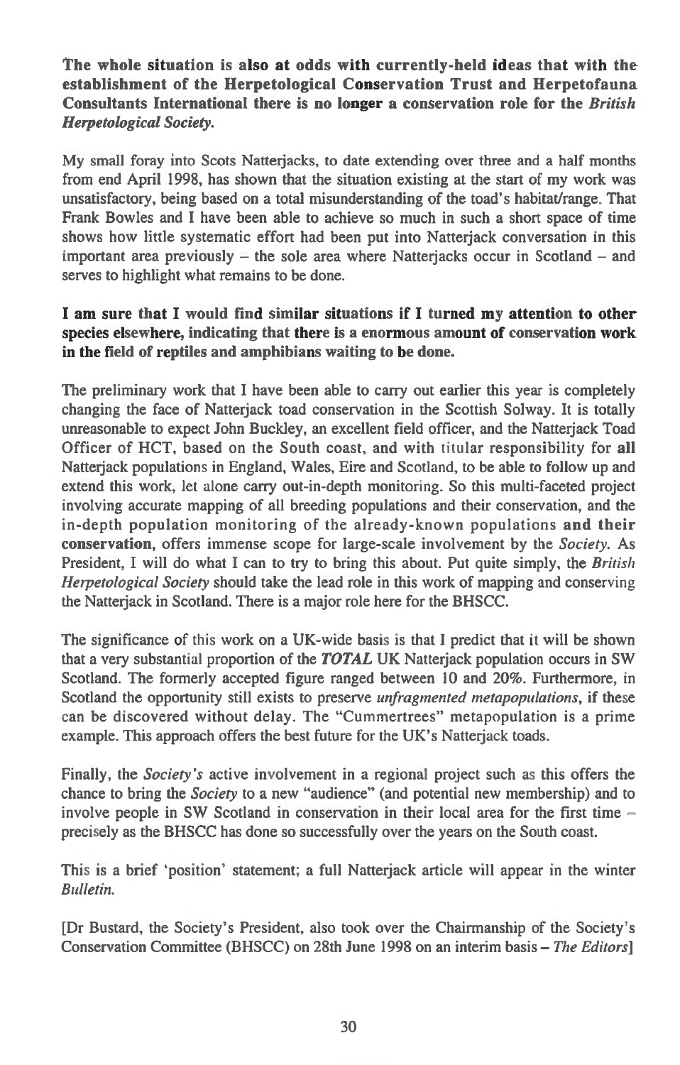**The whole situation is also at odds with currently-held ideas that with the establishment of the Herpetological Conservation Trust and Herpetofauna Consultants International there is no longer a conservation role for the *British Herpetological Society*.**

My small foray into Scots Natterjacks, to date extending over three and a half months from end April 1998, has shown that the situation existing at the start of my work was unsatisfactory, being based on a total misunderstanding of the toad's habitat/range. That Frank Bowles and I have been able to achieve so much in such a short space of time shows how little systematic effort had been put into Natterjack conversation in this important area previously – the sole area where Natterjacks occur in Scotland – and serves to highlight what remains to be done.

**I am sure that I would find similar situations if I turned my attention to other species elsewhere, indicating that there is a enormous amount of conservation work in the field of reptiles and amphibians waiting to be done.**

The preliminary work that I have been able to carry out earlier this year is completely changing the face of Natterjack toad conservation in the Scottish Solway. It is totally unreasonable to expect John Buckley, an excellent field officer, and the Natterjack Toad Officer of HCT, based on the South coast, and with titular responsibility for **all** Natterjack populations in England, Wales, Eire and Scotland, to be able to follow up and extend this work, let alone carry out-in-depth monitoring. So this multi-faceted project involving accurate mapping of all breeding populations and their conservation, and the in-depth population monitoring of the already-known populations **and their conservation,** offers immense scope for large-scale involvement by the *Society*. As President, I will do what I can to try to bring this about. Put quite simply, the *British Herpetological Society* should take the lead role in this work of mapping and conserving the Natterjack in Scotland. There is a major role here for the BHSCC.

The significance of this work on a UK-wide basis is that I predict that it will be shown that a very substantial proportion of the ***TOTAL*** UK Natterjack population occurs in SW Scotland. The formerly accepted figure ranged between 10 and 20%. Furthermore, in Scotland the opportunity still exists to preserve *unfragmented metapopulations*, if these can be discovered without delay. The "Cummertrees" metapopulation is a prime example. This approach offers the best future for the UK's Natterjack toads.

Finally, the *Society's* active involvement in a regional project such as this offers the chance to bring the *Society* to a new "audience" (and potential new membership) and to involve people in SW Scotland in conservation in their local area for the first time – precisely as the BHSCC has done so successfully over the years on the South coast.

This is a brief 'position' statement; a full Natterjack article will appear in the winter *Bulletin.*

[Dr Bustard, the Society's President, also took over the Chairmanship of the Society's Conservation Committee (BHSCC) on 28th June 1998 on an interim basis – *The Editors*]